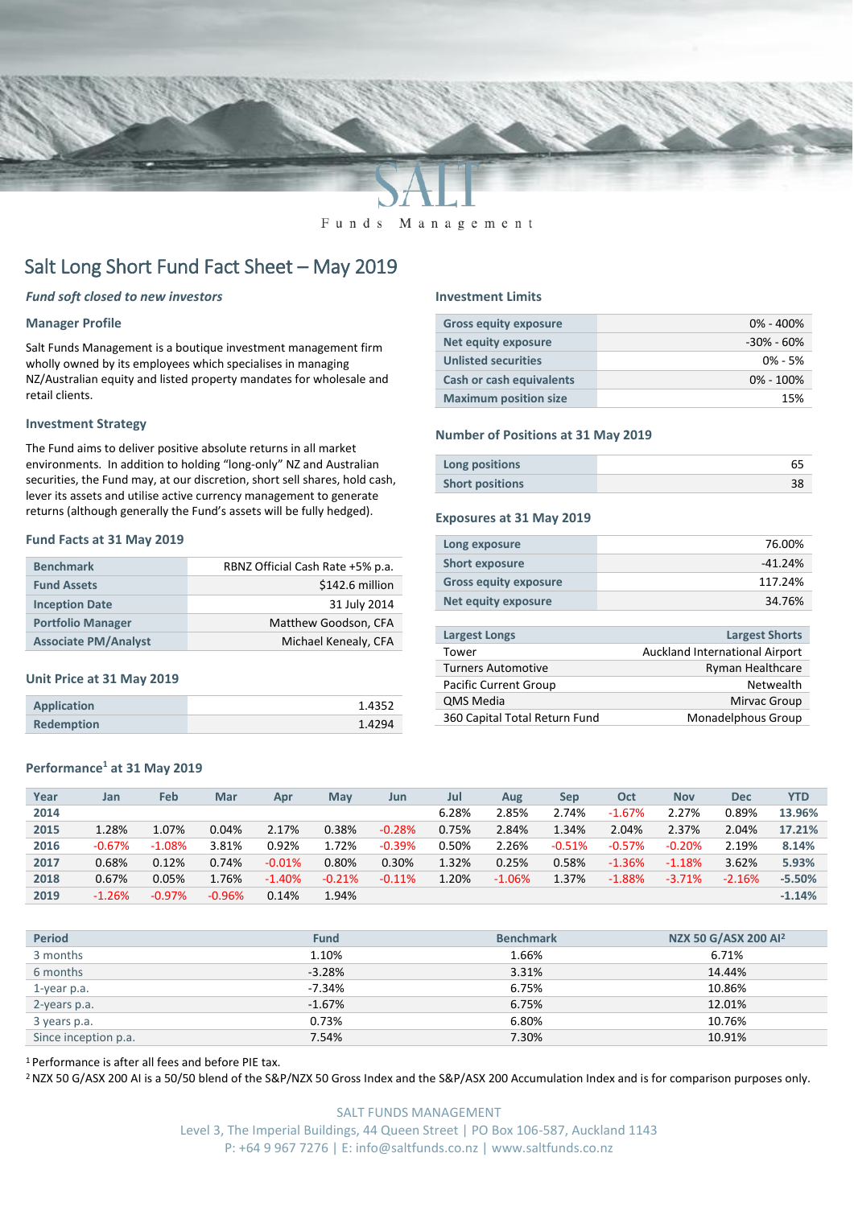# Salt Long Short Fund Fact Sheet – May 2019

*Fund soft closed to new investors*

### Manager Profile

Salt Funds Management is a boutique investment management firm wholly owned by its employees which specialises in managing NZ/Australian equity and listed property mandates for wholesale and retail clients.

### Investment Strategy

The Fund aims to deliver positive absolute returns in all market environments. In addition to holding "long-only" NZ and Australian securities, the Fund may, at our discretion, short sell shares, hold cash, lever its assets and utilise active currency management to generate returns (although generally the Fund's assets will be fully hedged).

### Fund Facts at 31 May 2019

| | |
|---|---|
| **Benchmark** | RBNZ Official Cash Rate +5% p.a. |
| **Fund Assets** | $142.6 million |
| **Inception Date** | 31 July 2014 |
| **Portfolio Manager** | Matthew Goodson, CFA |
| **Associate PM/Analyst** | Michael Kenealy, CFA |

### Unit Price at 31 May 2019

| | |
|---|---|
| **Application** | 1.4352 |
| **Redemption** | 1.4294 |

### Investment Limits

| | |
|---|---|
| **Gross equity exposure** | 0% - 400% |
| **Net equity exposure** | -30% - 60% |
| **Unlisted securities** | 0% - 5% |
| **Cash or cash equivalents** | 0% - 100% |
| **Maximum position size** | 15% |

### Number of Positions at 31 May 2019

| | |
|---|---|
| **Long positions** | 65 |
| **Short positions** | 38 |

### Exposures at 31 May 2019

| | |
|---|---|
| **Long exposure** | 76.00% |
| **Short exposure** | -41.24% |
| **Gross equity exposure** | 117.24% |
| **Net equity exposure** | 34.76% |

| Largest Longs | Largest Shorts |
|---|---|
| Tower | Auckland International Airport |
| Turners Automotive | Ryman Healthcare |
| Pacific Current Group | Netwealth |
| QMS Media | Mirvac Group |
| 360 Capital Total Return Fund | Monadelphous Group |

### Performance[1] at 31 May 2019

| Year | Jan | Feb | Mar | Apr | May | Jun | Jul | Aug | Sep | Oct | Nov | Dec | YTD |
|---|---|---|---|---|---|---|---|---|---|---|---|---|---|
| 2014 | | | | | | | 6.28% | 2.85% | 2.74% | -1.67% | 2.27% | 0.89% | 13.96% |
| 2015 | 1.28% | 1.07% | 0.04% | 2.17% | 0.38% | -0.28% | 0.75% | 2.84% | 1.34% | 2.04% | 2.37% | 2.04% | 17.21% |
| 2016 | -0.67% | -1.08% | 3.81% | 0.92% | 1.72% | -0.39% | 0.50% | 2.26% | -0.51% | -0.57% | -0.20% | 2.19% | 8.14% |
| 2017 | 0.68% | 0.12% | 0.74% | -0.01% | 0.80% | 0.30% | 1.32% | 0.25% | 0.58% | -1.36% | -1.18% | 3.62% | 5.93% |
| 2018 | 0.67% | 0.05% | 1.76% | -1.40% | -0.21% | -0.11% | 1.20% | -1.06% | 1.37% | -1.88% | -3.71% | -2.16% | -5.50% |
| 2019 | -1.26% | -0.97% | -0.96% | 0.14% | 1.94% | | | | | | | | -1.14% |

| Period | Fund | Benchmark | NZX 50 G/ASX 200 AI[2] |
|---|---|---|---|
| 3 months | 1.10% | 1.66% | 6.71% |
| 6 months | -3.28% | 3.31% | 14.44% |
| 1-year p.a. | -7.34% | 6.75% | 10.86% |
| 2-years p.a. | -1.67% | 6.75% | 12.01% |
| 3 years p.a. | 0.73% | 6.80% | 10.76% |
| Since inception p.a. | 7.54% | 7.30% | 10.91% |

[1] Performance is after all fees and before PIE tax.

[2] NZX 50 G/ASX 200 AI is a 50/50 blend of the S&P/NZX 50 Gross Index and the S&P/ASX 200 Accumulation Index and is for comparison purposes only.

SALT FUNDS MANAGEMENT
Level 3, The Imperial Buildings, 44 Queen Street | PO Box 106-587, Auckland 1143
P: +64 9 967 7276 | E: info@saltfunds.co.nz | www.saltfunds.co.nz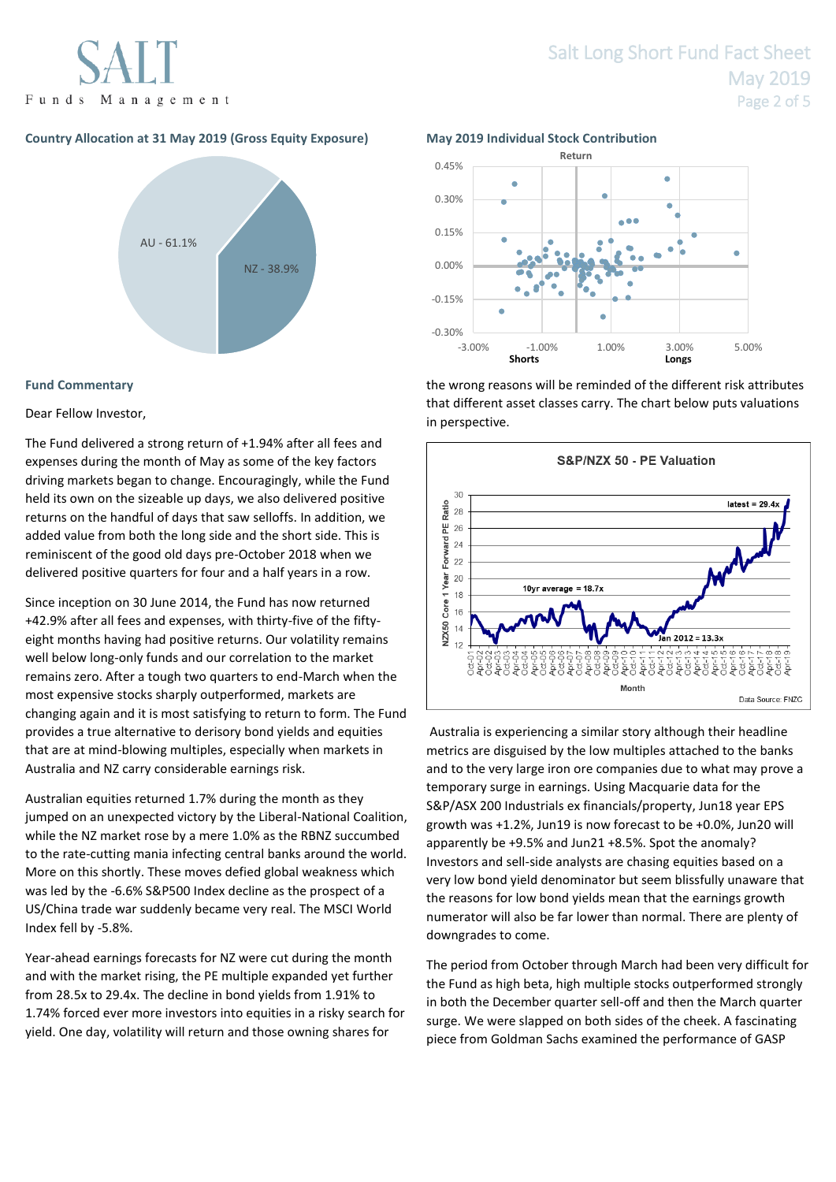## Country Allocation at 31 May 2019 (Gross Equity Exposure)

AU - 61.1%

NZ - 38.9%

## May 2019 Individual Stock Contribution

## Fund Commentary

Dear Fellow Investor,

The Fund delivered a strong return of +1.94% after all fees and expenses during the month of May as some of the key factors driving markets began to change. Encouragingly, while the Fund held its own on the sizeable up days, we also delivered positive returns on the handful of days that saw selloffs. In addition, we added value from both the long side and the short side. This is reminiscent of the good old days pre-October 2018 when we delivered positive quarters for four and a half years in a row.

Since inception on 30 June 2014, the Fund has now returned +42.9% after all fees and expenses, with thirty-five of the fifty-eight months having had positive returns. Our volatility remains well below long-only funds and our correlation to the market remains zero. After a tough two quarters to end-March when the most expensive stocks sharply outperformed, markets are changing again and it is most satisfying to return to form. The Fund provides a true alternative to derisory bond yields and equities that are at mind-blowing multiples, especially when markets in Australia and NZ carry considerable earnings risk.

Australian equities returned 1.7% during the month as they jumped on an unexpected victory by the Liberal-National Coalition, while the NZ market rose by a mere 1.0% as the RBNZ succumbed to the rate-cutting mania infecting central banks around the world. More on this shortly. These moves defied global weakness which was led by the -6.6% S&P500 Index decline as the prospect of a US/China trade war suddenly became very real. The MSCI World Index fell by -5.8%.

Year-ahead earnings forecasts for NZ were cut during the month and with the market rising, the PE multiple expanded yet further from 28.5x to 29.4x. The decline in bond yields from 1.91% to 1.74% forced ever more investors into equities in a risky search for yield. One day, volatility will return and those owning shares for the wrong reasons will be reminded of the different risk attributes that different asset classes carry. The chart below puts valuations in perspective.

Australia is experiencing a similar story although their headline metrics are disguised by the low multiples attached to the banks and to the very large iron ore companies due to what may prove a temporary surge in earnings. Using Macquarie data for the S&P/ASX 200 Industrials ex financials/property, Jun18 year EPS growth was +1.2%, Jun19 is now forecast to be +0.0%, Jun20 will apparently be +9.5% and Jun21 +8.5%. Spot the anomaly? Investors and sell-side analysts are chasing equities based on a very low bond yield denominator but seem blissfully unaware that the reasons for low bond yields mean that the earnings growth numerator will also be far lower than normal. There are plenty of downgrades to come.

The period from October through March had been very difficult for the Fund as high beta, high multiple stocks outperformed strongly in both the December quarter sell-off and then the March quarter surge. We were slapped on both sides of the cheek. A fascinating piece from Goldman Sachs examined the performance of GASP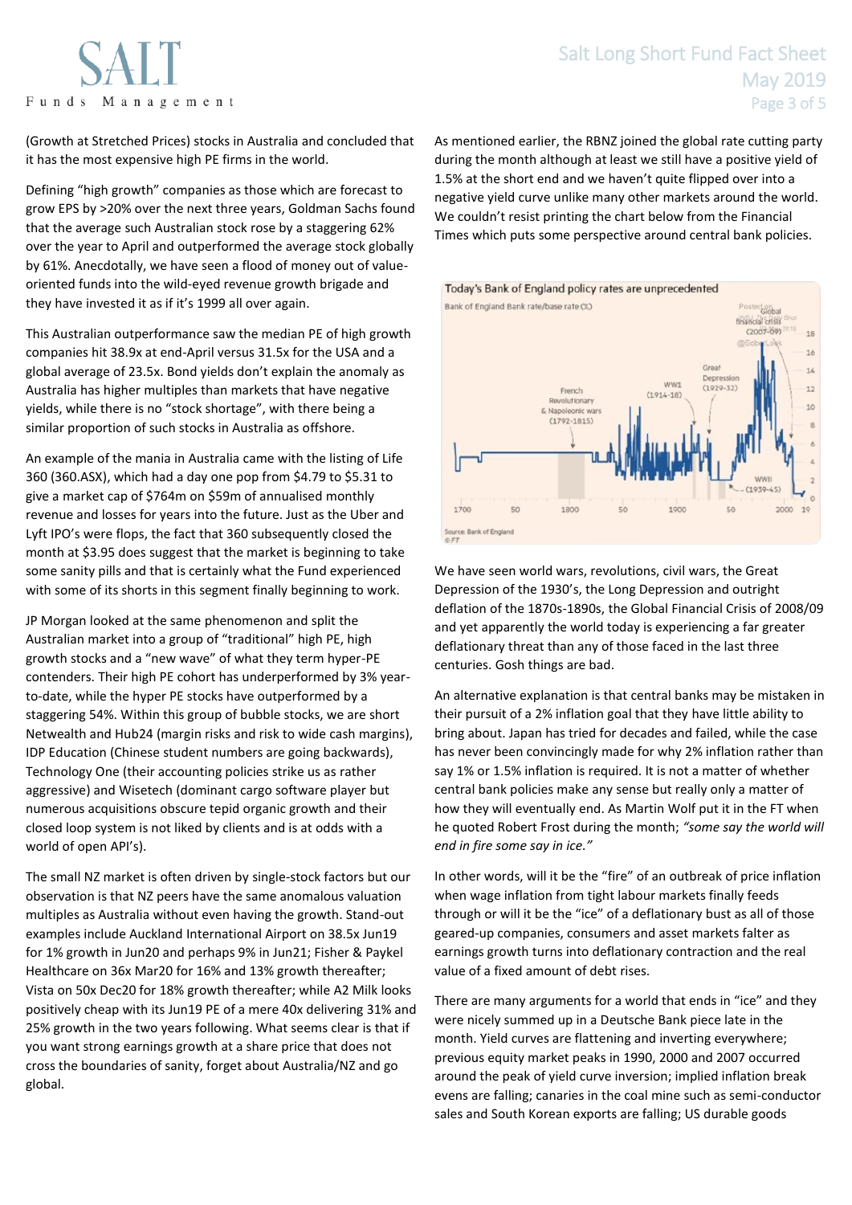(Growth at Stretched Prices) stocks in Australia and concluded that it has the most expensive high PE firms in the world.

Defining "high growth" companies as those which are forecast to grow EPS by >20% over the next three years, Goldman Sachs found that the average such Australian stock rose by a staggering 62% over the year to April and outperformed the average stock globally by 61%. Anecdotally, we have seen a flood of money out of value-oriented funds into the wild-eyed revenue growth brigade and they have invested it as if it's 1999 all over again.

This Australian outperformance saw the median PE of high growth companies hit 38.9x at end-April versus 31.5x for the USA and a global average of 23.5x. Bond yields don't explain the anomaly as Australia has higher multiples than markets that have negative yields, while there is no "stock shortage", with there being a similar proportion of such stocks in Australia as offshore.

An example of the mania in Australia came with the listing of Life 360 (360.ASX), which had a day one pop from $4.79 to $5.31 to give a market cap of $764m on $59m of annualised monthly revenue and losses for years into the future. Just as the Uber and Lyft IPO's were flops, the fact that 360 subsequently closed the month at $3.95 does suggest that the market is beginning to take some sanity pills and that is certainly what the Fund experienced with some of its shorts in this segment finally beginning to work.

JP Morgan looked at the same phenomenon and split the Australian market into a group of "traditional" high PE, high growth stocks and a "new wave" of what they term hyper-PE contenders. Their high PE cohort has underperformed by 3% year-to-date, while the hyper PE stocks have outperformed by a staggering 54%. Within this group of bubble stocks, we are short Netwealth and Hub24 (margin risks and risk to wide cash margins), IDP Education (Chinese student numbers are going backwards), Technology One (their accounting policies strike us as rather aggressive) and Wisetech (dominant cargo software player but numerous acquisitions obscure tepid organic growth and their closed loop system is not liked by clients and is at odds with a world of open API's).

The small NZ market is often driven by single-stock factors but our observation is that NZ peers have the same anomalous valuation multiples as Australia without even having the growth. Stand-out examples include Auckland International Airport on 38.5x Jun19 for 1% growth in Jun20 and perhaps 9% in Jun21; Fisher & Paykel Healthcare on 36x Mar20 for 16% and 13% growth thereafter; Vista on 50x Dec20 for 18% growth thereafter; while A2 Milk looks positively cheap with its Jun19 PE of a mere 40x delivering 31% and 25% growth in the two years following. What seems clear is that if you want strong earnings growth at a share price that does not cross the boundaries of sanity, forget about Australia/NZ and go global.

As mentioned earlier, the RBNZ joined the global rate cutting party during the month although at least we still have a positive yield of 1.5% at the short end and we haven't quite flipped over into a negative yield curve unlike many other markets around the world. We couldn't resist printing the chart below from the Financial Times which puts some perspective around central bank policies.

Today's Bank of England policy rates are unprecedented

Bank of England Bank rate/base rate (%)

Source: Bank of England
© FT

We have seen world wars, revolutions, civil wars, the Great Depression of the 1930's, the Long Depression and outright deflation of the 1870s-1890s, the Global Financial Crisis of 2008/09 and yet apparently the world today is experiencing a far greater deflationary threat than any of those faced in the last three centuries. Gosh things are bad.

An alternative explanation is that central banks may be mistaken in their pursuit of a 2% inflation goal that they have little ability to bring about. Japan has tried for decades and failed, while the case has never been convincingly made for why 2% inflation rather than say 1% or 1.5% inflation is required. It is not a matter of whether central bank policies make any sense but really only a matter of how they will eventually end. As Martin Wolf put it in the FT when he quoted Robert Frost during the month; *"some say the world will end in fire some say in ice."*

In other words, will it be the "fire" of an outbreak of price inflation when wage inflation from tight labour markets finally feeds through or will it be the "ice" of a deflationary bust as all of those geared-up companies, consumers and asset markets falter as earnings growth turns into deflationary contraction and the real value of a fixed amount of debt rises.

There are many arguments for a world that ends in "ice" and they were nicely summed up in a Deutsche Bank piece late in the month. Yield curves are flattening and inverting everywhere; previous equity market peaks in 1990, 2000 and 2007 occurred around the peak of yield curve inversion; implied inflation break evens are falling; canaries in the coal mine such as semi-conductor sales and South Korean exports are falling; US durable goods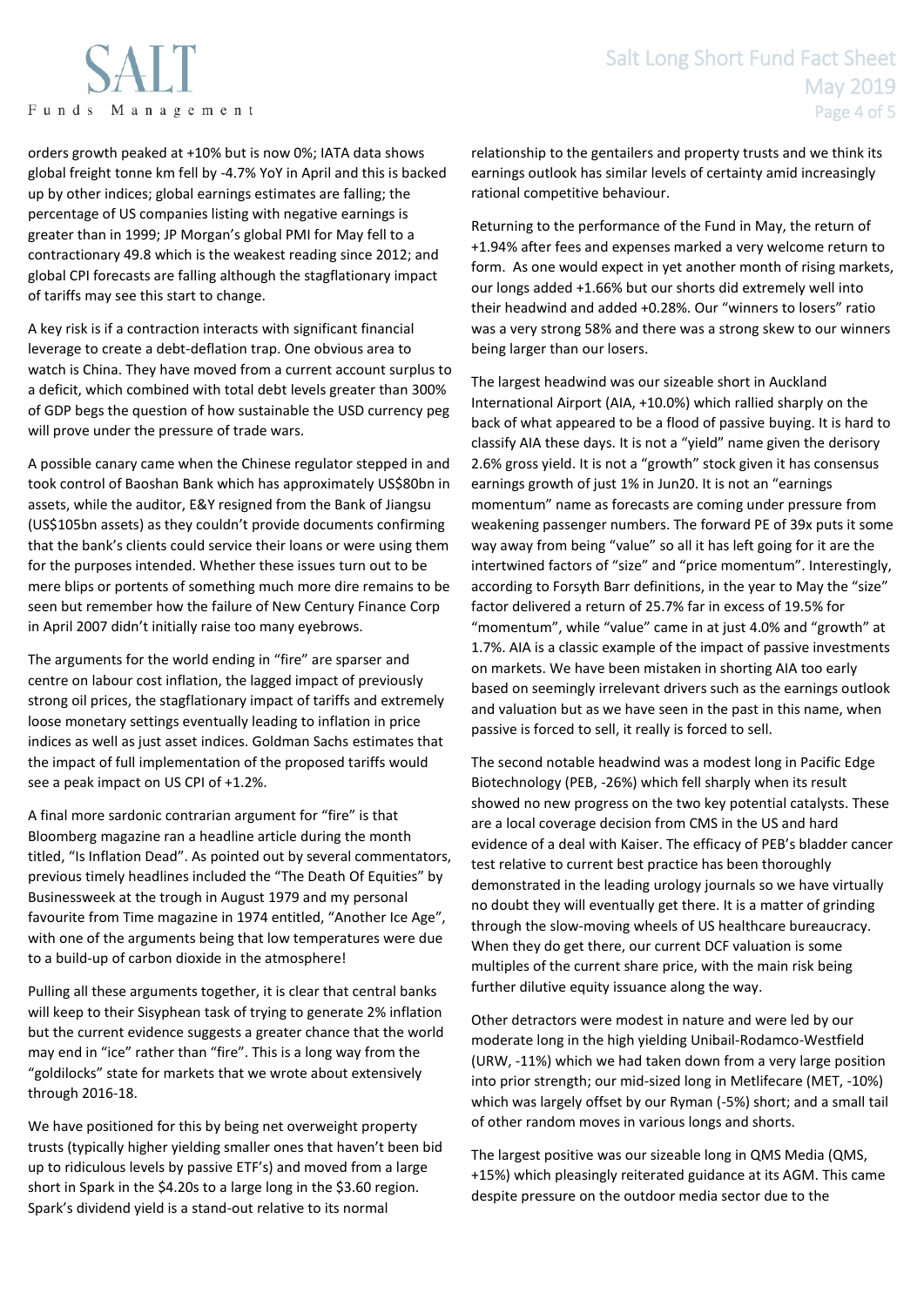orders growth peaked at +10% but is now 0%; IATA data shows global freight tonne km fell by -4.7% YoY in April and this is backed up by other indices; global earnings estimates are falling; the percentage of US companies listing with negative earnings is greater than in 1999; JP Morgan's global PMI for May fell to a contractionary 49.8 which is the weakest reading since 2012; and global CPI forecasts are falling although the stagflationary impact of tariffs may see this start to change.

A key risk is if a contraction interacts with significant financial leverage to create a debt-deflation trap. One obvious area to watch is China. They have moved from a current account surplus to a deficit, which combined with total debt levels greater than 300% of GDP begs the question of how sustainable the USD currency peg will prove under the pressure of trade wars.

A possible canary came when the Chinese regulator stepped in and took control of Baoshan Bank which has approximately US$80bn in assets, while the auditor, E&Y resigned from the Bank of Jiangsu (US$105bn assets) as they couldn't provide documents confirming that the bank's clients could service their loans or were using them for the purposes intended. Whether these issues turn out to be mere blips or portents of something much more dire remains to be seen but remember how the failure of New Century Finance Corp in April 2007 didn't initially raise too many eyebrows.

The arguments for the world ending in "fire" are sparser and centre on labour cost inflation, the lagged impact of previously strong oil prices, the stagflationary impact of tariffs and extremely loose monetary settings eventually leading to inflation in price indices as well as just asset indices. Goldman Sachs estimates that the impact of full implementation of the proposed tariffs would see a peak impact on US CPI of +1.2%.

A final more sardonic contrarian argument for "fire" is that Bloomberg magazine ran a headline article during the month titled, "Is Inflation Dead". As pointed out by several commentators, previous timely headlines included the "The Death Of Equities" by Businessweek at the trough in August 1979 and my personal favourite from Time magazine in 1974 entitled, "Another Ice Age", with one of the arguments being that low temperatures were due to a build-up of carbon dioxide in the atmosphere!

Pulling all these arguments together, it is clear that central banks will keep to their Sisyphean task of trying to generate 2% inflation but the current evidence suggests a greater chance that the world may end in "ice" rather than "fire". This is a long way from the "goldilocks" state for markets that we wrote about extensively through 2016-18.

We have positioned for this by being net overweight property trusts (typically higher yielding smaller ones that haven't been bid up to ridiculous levels by passive ETF's) and moved from a large short in Spark in the $4.20s to a large long in the $3.60 region. Spark's dividend yield is a stand-out relative to its normal relationship to the gentailers and property trusts and we think its earnings outlook has similar levels of certainty amid increasingly rational competitive behaviour.

Returning to the performance of the Fund in May, the return of +1.94% after fees and expenses marked a very welcome return to form. As one would expect in yet another month of rising markets, our longs added +1.66% but our shorts did extremely well into their headwind and added +0.28%. Our "winners to losers" ratio was a very strong 58% and there was a strong skew to our winners being larger than our losers.

The largest headwind was our sizeable short in Auckland International Airport (AIA, +10.0%) which rallied sharply on the back of what appeared to be a flood of passive buying. It is hard to classify AIA these days. It is not a "yield" name given the derisory 2.6% gross yield. It is not a "growth" stock given it has consensus earnings growth of just 1% in Jun20. It is not an "earnings momentum" name as forecasts are coming under pressure from weakening passenger numbers. The forward PE of 39x puts it some way away from being "value" so all it has left going for it are the intertwined factors of "size" and "price momentum". Interestingly, according to Forsyth Barr definitions, in the year to May the "size" factor delivered a return of 25.7% far in excess of 19.5% for "momentum", while "value" came in at just 4.0% and "growth" at 1.7%. AIA is a classic example of the impact of passive investments on markets. We have been mistaken in shorting AIA too early based on seemingly irrelevant drivers such as the earnings outlook and valuation but as we have seen in the past in this name, when passive is forced to sell, it really is forced to sell.

The second notable headwind was a modest long in Pacific Edge Biotechnology (PEB, -26%) which fell sharply when its result showed no new progress on the two key potential catalysts. These are a local coverage decision from CMS in the US and hard evidence of a deal with Kaiser. The efficacy of PEB's bladder cancer test relative to current best practice has been thoroughly demonstrated in the leading urology journals so we have virtually no doubt they will eventually get there. It is a matter of grinding through the slow-moving wheels of US healthcare bureaucracy. When they do get there, our current DCF valuation is some multiples of the current share price, with the main risk being further dilutive equity issuance along the way.

Other detractors were modest in nature and were led by our moderate long in the high yielding Unibail-Rodamco-Westfield (URW, -11%) which we had taken down from a very large position into prior strength; our mid-sized long in Metlifecare (MET, -10%) which was largely offset by our Ryman (-5%) short; and a small tail of other random moves in various longs and shorts.

The largest positive was our sizeable long in QMS Media (QMS, +15%) which pleasingly reiterated guidance at its AGM. This came despite pressure on the outdoor media sector due to the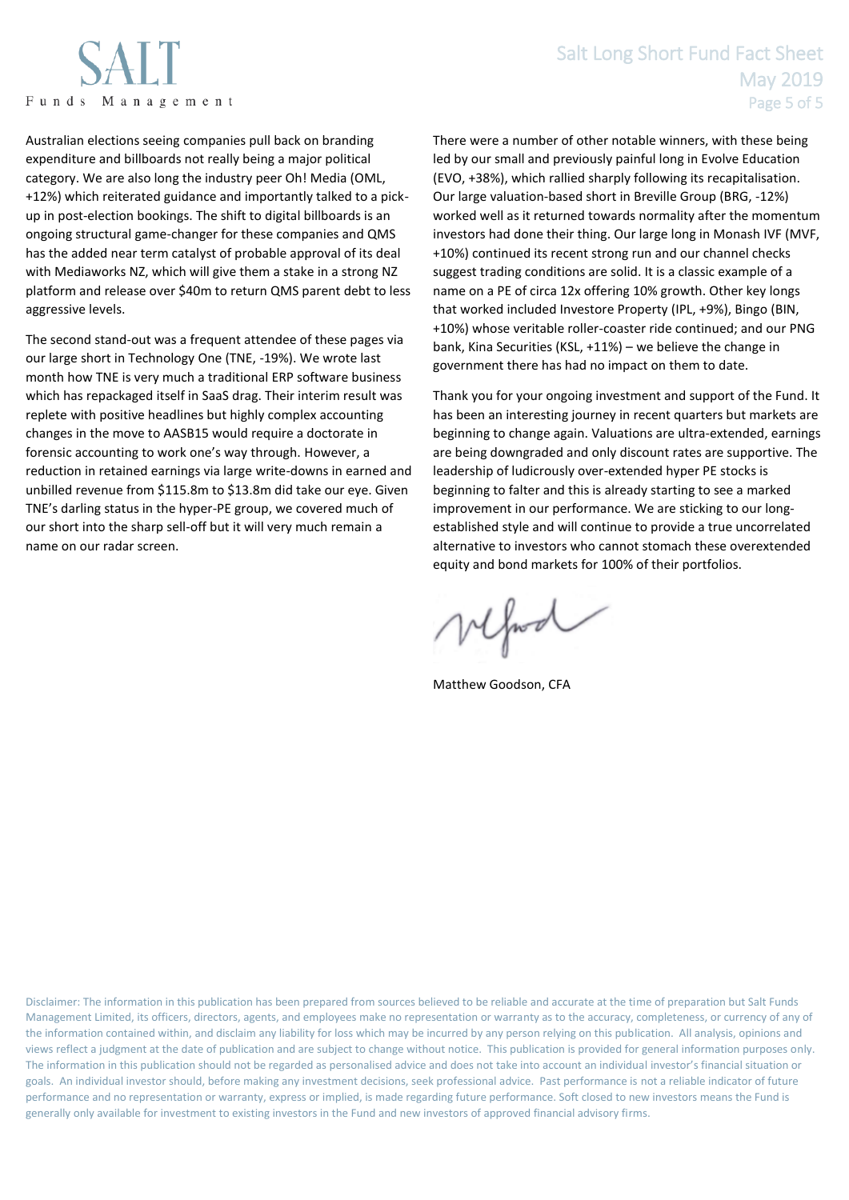Australian elections seeing companies pull back on branding expenditure and billboards not really being a major political category. We are also long the industry peer Oh! Media (OML, +12%) which reiterated guidance and importantly talked to a pick-up in post-election bookings. The shift to digital billboards is an ongoing structural game-changer for these companies and QMS has the added near term catalyst of probable approval of its deal with Mediaworks NZ, which will give them a stake in a strong NZ platform and release over $40m to return QMS parent debt to less aggressive levels.

The second stand-out was a frequent attendee of these pages via our large short in Technology One (TNE, -19%). We wrote last month how TNE is very much a traditional ERP software business which has repackaged itself in SaaS drag. Their interim result was replete with positive headlines but highly complex accounting changes in the move to AASB15 would require a doctorate in forensic accounting to work one's way through. However, a reduction in retained earnings via large write-downs in earned and unbilled revenue from $115.8m to $13.8m did take our eye. Given TNE's darling status in the hyper-PE group, we covered much of our short into the sharp sell-off but it will very much remain a name on our radar screen.

There were a number of other notable winners, with these being led by our small and previously painful long in Evolve Education (EVO, +38%), which rallied sharply following its recapitalisation. Our large valuation-based short in Breville Group (BRG, -12%) worked well as it returned towards normality after the momentum investors had done their thing. Our large long in Monash IVF (MVF, +10%) continued its recent strong run and our channel checks suggest trading conditions are solid. It is a classic example of a name on a PE of circa 12x offering 10% growth. Other key longs that worked included Investore Property (IPL, +9%), Bingo (BIN, +10%) whose veritable roller-coaster ride continued; and our PNG bank, Kina Securities (KSL, +11%) – we believe the change in government there has had no impact on them to date.

Thank you for your ongoing investment and support of the Fund. It has been an interesting journey in recent quarters but markets are beginning to change again. Valuations are ultra-extended, earnings are being downgraded and only discount rates are supportive. The leadership of ludicrously over-extended hyper PE stocks is beginning to falter and this is already starting to see a marked improvement in our performance. We are sticking to our long-established style and will continue to provide a true uncorrelated alternative to investors who cannot stomach these overextended equity and bond markets for 100% of their portfolios.

Matthew Goodson, CFA

Disclaimer: The information in this publication has been prepared from sources believed to be reliable and accurate at the time of preparation but Salt Funds Management Limited, its officers, directors, agents, and employees make no representation or warranty as to the accuracy, completeness, or currency of any of the information contained within, and disclaim any liability for loss which may be incurred by any person relying on this publication. All analysis, opinions and views reflect a judgment at the date of publication and are subject to change without notice. This publication is provided for general information purposes only. The information in this publication should not be regarded as personalised advice and does not take into account an individual investor's financial situation or goals. An individual investor should, before making any investment decisions, seek professional advice. Past performance is not a reliable indicator of future performance and no representation or warranty, express or implied, is made regarding future performance. Soft closed to new investors means the Fund is generally only available for investment to existing investors in the Fund and new investors of approved financial advisory firms.